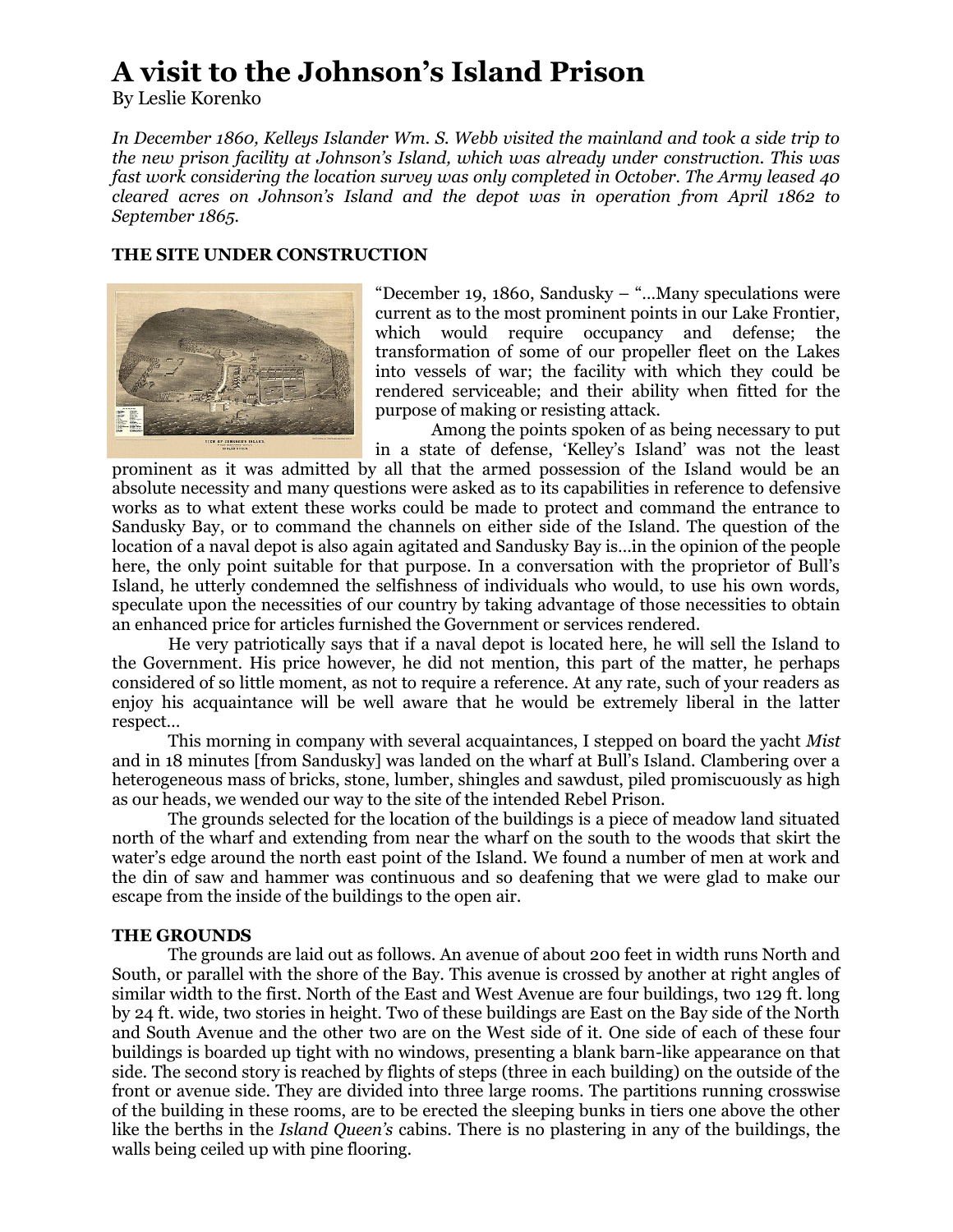# A visit to the Johnson's Island Prison

By Leslie Korenko

*In December 1860, Kelleys Islander Wm. S. Webb visited the mainland and took a side trip to the new prison facility at Johnson's Island, which was already under construction. This was fast work considering the location survey was only completed in October. The Army leased 40 cleared acres on Johnson's Island and the depot was in operation from April 1862 to September 1865.*

### THE SITE UNDER CONSTRUCTION

"December 19, 1860, Sandusky – "...Many speculations were current as to the most prominent points in our Lake Frontier, which would require occupancy and defense; the transformation of some of our propeller fleet on the Lakes into vessels of war; the facility with which they could be rendered serviceable; and their ability when fitted for the purpose of making or resisting attack.

Among the points spoken of as being necessary to put in a state of defense, 'Kelley's Island' was not the least prominent as it was admitted by all that the armed possession of the Island would be an absolute necessity and many questions were asked as to its capabilities in reference to defensive works as to what extent these works could be made to protect and command the entrance to Sandusky Bay, or to command the channels on either side of the Island. The question of the location of a naval depot is also again agitated and Sandusky Bay is...in the opinion of the people here, the only point suitable for that purpose. In a conversation with the proprietor of Bull's Island, he utterly condemned the selfishness of individuals who would, to use his own words, speculate upon the necessities of our country by taking advantage of those necessities to obtain an enhanced price for articles furnished the Government or services rendered.

He very patriotically says that if a naval depot is located here, he will sell the Island to the Government. His price however, he did not mention, this part of the matter, he perhaps considered of so little moment, as not to require a reference. At any rate, such of your readers as enjoy his acquaintance will be well aware that he would be extremely liberal in the latter respect...

This morning in company with several acquaintances, I stepped on board the yacht *Mist* and in 18 minutes [from Sandusky] was landed on the wharf at Bull's Island. Clambering over a heterogeneous mass of bricks, stone, lumber, shingles and sawdust, piled promiscuously as high as our heads, we wended our way to the site of the intended Rebel Prison.

The grounds selected for the location of the buildings is a piece of meadow land situated north of the wharf and extending from near the wharf on the south to the woods that skirt the water's edge around the north east point of the Island. We found a number of men at work and the din of saw and hammer was continuous and so deafening that we were glad to make our escape from the inside of the buildings to the open air.

### THE GROUNDS

The grounds are laid out as follows. An avenue of about 200 feet in width runs North and South, or parallel with the shore of the Bay. This avenue is crossed by another at right angles of similar width to the first. North of the East and West Avenue are four buildings, two 129 ft. long by 24 ft. wide, two stories in height. Two of these buildings are East on the Bay side of the North and South Avenue and the other two are on the West side of it. One side of each of these four buildings is boarded up tight with no windows, presenting a blank barn-like appearance on that side. The second story is reached by flights of steps (three in each building) on the outside of the front or avenue side. They are divided into three large rooms. The partitions running crosswise of the building in these rooms, are to be erected the sleeping bunks in tiers one above the other like the berths in the *Island Queen's* cabins. There is no plastering in any of the buildings, the walls being ceiled up with pine flooring.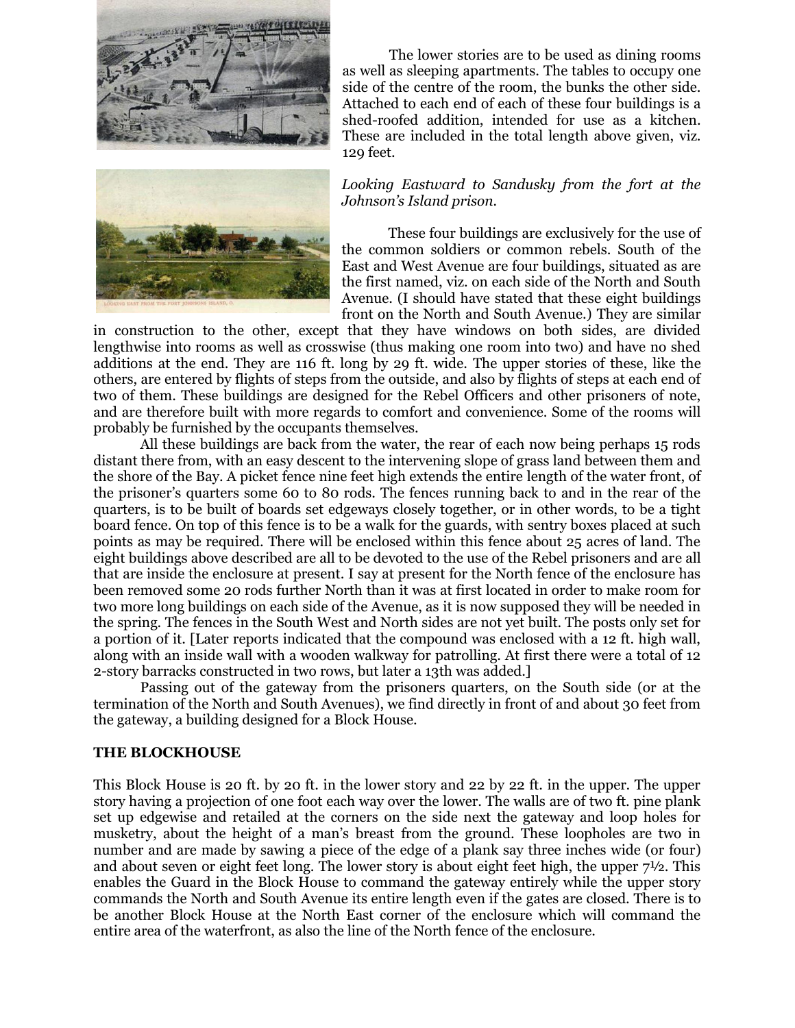The lower stories are to be used as dining rooms as well as sleeping apartments. The tables to occupy one side of the centre of the room, the bunks the other side. Attached to each end of each of these four buildings is a shed-roofed addition, intended for use as a kitchen. These are included in the total length above given, viz. 129 feet.

*Looking Eastward to Sandusky from the fort at the Johnson's Island prison.*

These four buildings are exclusively for the use of the common soldiers or common rebels. South of the East and West Avenue are four buildings, situated as are the first named, viz. on each side of the North and South Avenue. (I should have stated that these eight buildings front on the North and South Avenue.) They are similar in construction to the other, except that they have windows on both sides, are divided lengthwise into rooms as well as crosswise (thus making one room into two) and have no shed additions at the end. They are 116 ft. long by 29 ft. wide. The upper stories of these, like the others, are entered by flights of steps from the outside, and also by flights of steps at each end of two of them. These buildings are designed for the Rebel Officers and other prisoners of note, and are therefore built with more regards to comfort and convenience. Some of the rooms will probably be furnished by the occupants themselves.

All these buildings are back from the water, the rear of each now being perhaps 15 rods distant there from, with an easy descent to the intervening slope of grass land between them and the shore of the Bay. A picket fence nine feet high extends the entire length of the water front, of the prisoner's quarters some 60 to 80 rods. The fences running back to and in the rear of the quarters, is to be built of boards set edgeways closely together, or in other words, to be a tight board fence. On top of this fence is to be a walk for the guards, with sentry boxes placed at such points as may be required. There will be enclosed within this fence about 25 acres of land. The eight buildings above described are all to be devoted to the use of the Rebel prisoners and are all that are inside the enclosure at present. I say at present for the North fence of the enclosure has been removed some 20 rods further North than it was at first located in order to make room for two more long buildings on each side of the Avenue, as it is now supposed they will be needed in the spring. The fences in the South West and North sides are not yet built. The posts only set for a portion of it. [Later reports indicated that the compound was enclosed with a 12 ft. high wall, along with an inside wall with a wooden walkway for patrolling. At first there were a total of 12 2-story barracks constructed in two rows, but later a 13th was added.]

Passing out of the gateway from the prisoners quarters, on the South side (or at the termination of the North and South Avenues), we find directly in front of and about 30 feet from the gateway, a building designed for a Block House.

**THE BLOCKHOUSE**

This Block House is 20 ft. by 20 ft. in the lower story and 22 by 22 ft. in the upper. The upper story having a projection of one foot each way over the lower. The walls are of two ft. pine plank set up edgewise and retailed at the corners on the side next the gateway and loop holes for musketry, about the height of a man's breast from the ground. These loopholes are two in number and are made by sawing a piece of the edge of a plank say three inches wide (or four) and about seven or eight feet long. The lower story is about eight feet high, the upper 7½. This enables the Guard in the Block House to command the gateway entirely while the upper story commands the North and South Avenue its entire length even if the gates are closed. There is to be another Block House at the North East corner of the enclosure which will command the entire area of the waterfront, as also the line of the North fence of the enclosure.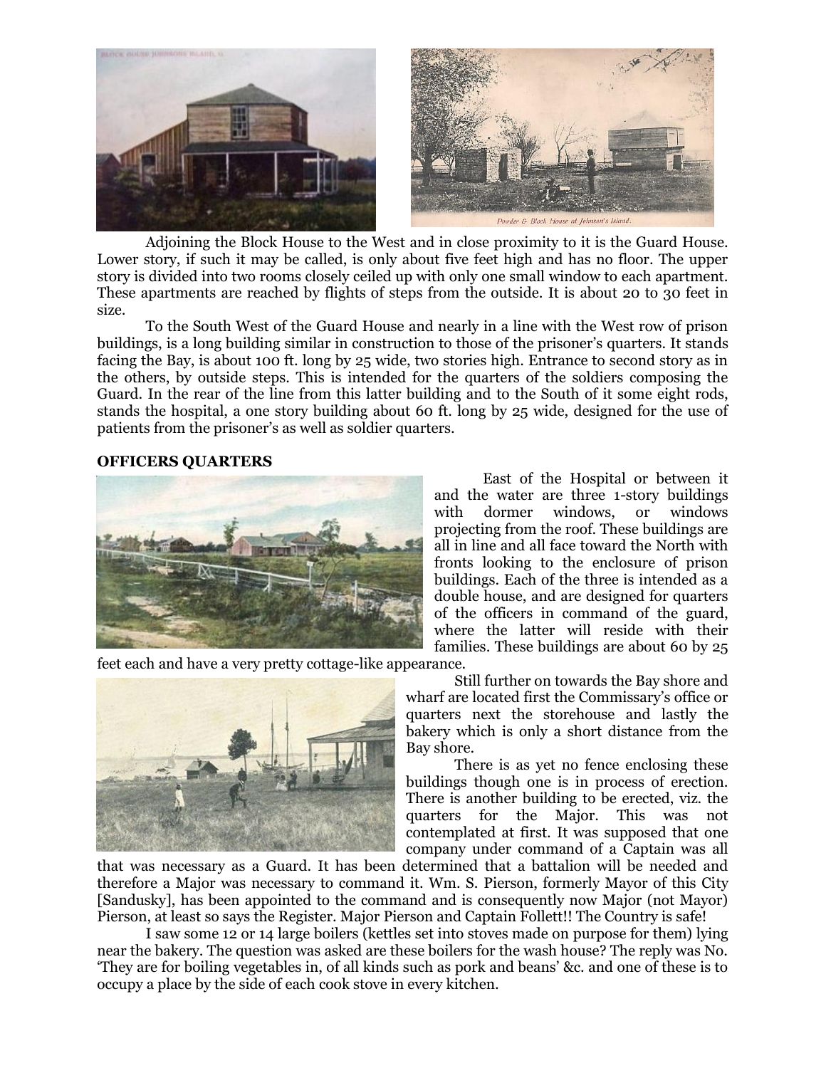Adjoining the Block House to the West and in close proximity to it is the Guard House. Lower story, if such it may be called, is only about five feet high and has no floor. The upper story is divided into two rooms closely ceiled up with only one small window to each apartment. These apartments are reached by flights of steps from the outside. It is about 20 to 30 feet in size.

To the South West of the Guard House and nearly in a line with the West row of prison buildings, is a long building similar in construction to those of the prisoner's quarters. It stands facing the Bay, is about 100 ft. long by 25 wide, two stories high. Entrance to second story as in the others, by outside steps. This is intended for the quarters of the soldiers composing the Guard. In the rear of the line from this latter building and to the South of it some eight rods, stands the hospital, a one story building about 60 ft. long by 25 wide, designed for the use of patients from the prisoner's as well as soldier quarters.

**OFFICERS QUARTERS**

East of the Hospital or between it and the water are three 1-story buildings with dormer windows, or windows projecting from the roof. These buildings are all in line and all face toward the North with fronts looking to the enclosure of prison buildings. Each of the three is intended as a double house, and are designed for quarters of the officers in command of the guard, where the latter will reside with their families. These buildings are about 60 by 25 feet each and have a very pretty cottage-like appearance.

Still further on towards the Bay shore and wharf are located first the Commissary's office or quarters next the storehouse and lastly the bakery which is only a short distance from the Bay shore.

There is as yet no fence enclosing these buildings though one is in process of erection. There is another building to be erected, viz. the quarters for the Major. This was not contemplated at first. It was supposed that one company under command of a Captain was all that was necessary as a Guard. It has been determined that a battalion will be needed and therefore a Major was necessary to command it. Wm. S. Pierson, formerly Mayor of this City [Sandusky], has been appointed to the command and is consequently now Major (not Mayor) Pierson, at least so says the Register. Major Pierson and Captain Follett!! The Country is safe!

I saw some 12 or 14 large boilers (kettles set into stoves made on purpose for them) lying near the bakery. The question was asked are these boilers for the wash house? The reply was No. 'They are for boiling vegetables in, of all kinds such as pork and beans' &c. and one of these is to occupy a place by the side of each cook stove in every kitchen.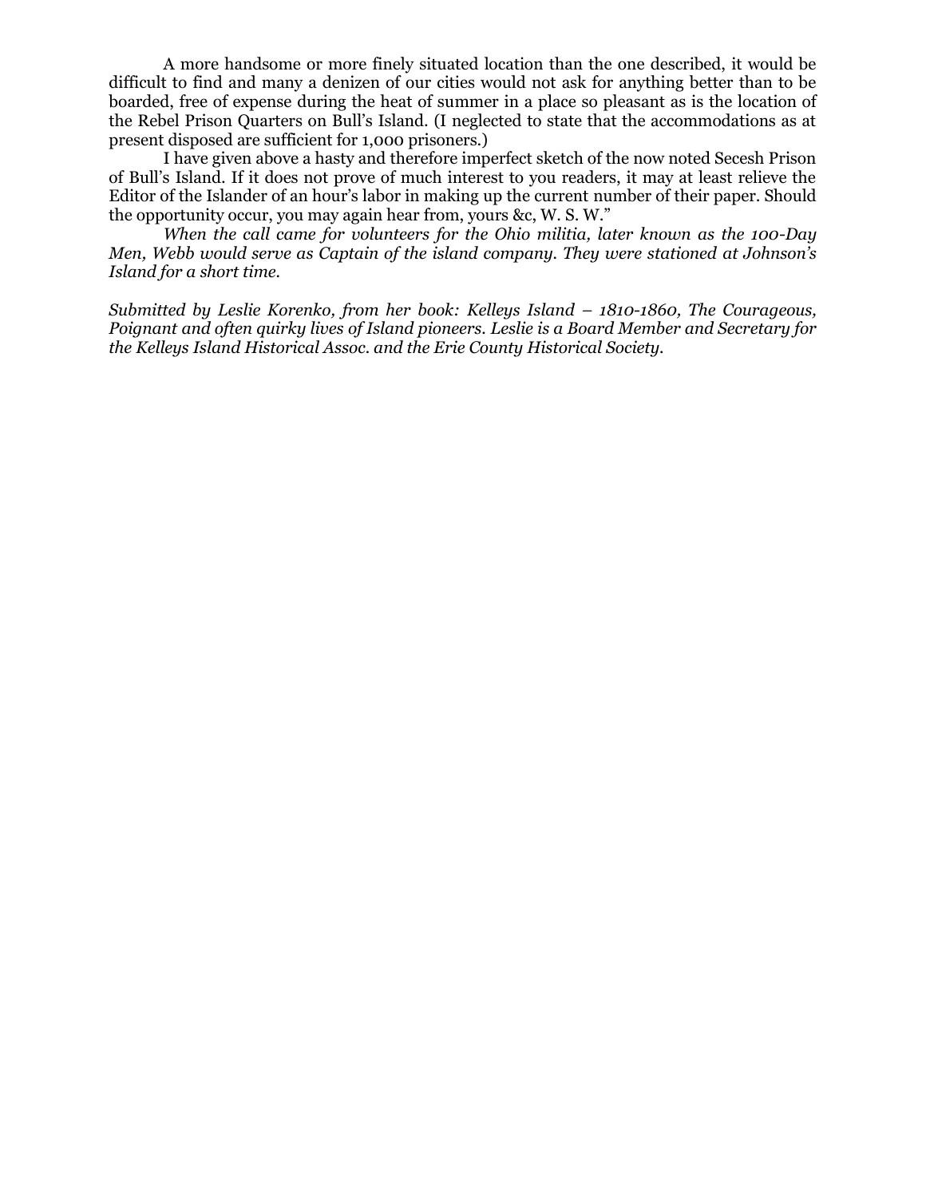A more handsome or more finely situated location than the one described, it would be difficult to find and many a denizen of our cities would not ask for anything better than to be boarded, free of expense during the heat of summer in a place so pleasant as is the location of the Rebel Prison Quarters on Bull's Island. (I neglected to state that the accommodations as at present disposed are sufficient for 1,000 prisoners.)

I have given above a hasty and therefore imperfect sketch of the now noted Secesh Prison of Bull's Island. If it does not prove of much interest to you readers, it may at least relieve the Editor of the Islander of an hour's labor in making up the current number of their paper. Should the opportunity occur, you may again hear from, yours &c, W. S. W."

*When the call came for volunteers for the Ohio militia, later known as the 100-Day Men, Webb would serve as Captain of the island company. They were stationed at Johnson's Island for a short time.*

*Submitted by Leslie Korenko, from her book: Kelleys Island – 1810-1860, The Courageous, Poignant and often quirky lives of Island pioneers. Leslie is a Board Member and Secretary for the Kelleys Island Historical Assoc. and the Erie County Historical Society.*